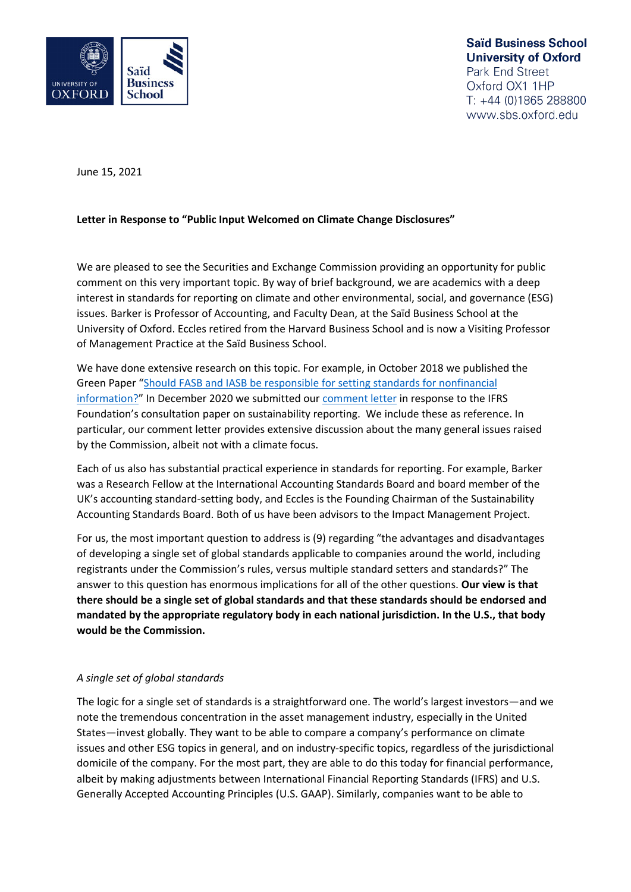**Saïd Business School**
**University of Oxford**
Park End Street
Oxford OX1 1HP
T: +44 (0)1865 288800
www.sbs.oxford.edu

June 15, 2021

**Letter in Response to "Public Input Welcomed on Climate Change Disclosures"**

We are pleased to see the Securities and Exchange Commission providing an opportunity for public comment on this very important topic. By way of brief background, we are academics with a deep interest in standards for reporting on climate and other environmental, social, and governance (ESG) issues. Barker is Professor of Accounting, and Faculty Dean, at the Saïd Business School at the University of Oxford. Eccles retired from the Harvard Business School and is now a Visiting Professor of Management Practice at the Saïd Business School.

We have done extensive research on this topic. For example, in October 2018 we published the Green Paper "Should FASB and IASB be responsible for setting standards for nonfinancial information?" In December 2020 we submitted our comment letter in response to the IFRS Foundation's consultation paper on sustainability reporting. We include these as reference. In particular, our comment letter provides extensive discussion about the many general issues raised by the Commission, albeit not with a climate focus.

Each of us also has substantial practical experience in standards for reporting. For example, Barker was a Research Fellow at the International Accounting Standards Board and board member of the UK's accounting standard-setting body, and Eccles is the Founding Chairman of the Sustainability Accounting Standards Board. Both of us have been advisors to the Impact Management Project.

For us, the most important question to address is (9) regarding "the advantages and disadvantages of developing a single set of global standards applicable to companies around the world, including registrants under the Commission's rules, versus multiple standard setters and standards?" The answer to this question has enormous implications for all of the other questions. **Our view is that there should be a single set of global standards and that these standards should be endorsed and mandated by the appropriate regulatory body in each national jurisdiction. In the U.S., that body would be the Commission.**

*A single set of global standards*

The logic for a single set of standards is a straightforward one. The world's largest investors—and we note the tremendous concentration in the asset management industry, especially in the United States—invest globally. They want to be able to compare a company's performance on climate issues and other ESG topics in general, and on industry-specific topics, regardless of the jurisdictional domicile of the company. For the most part, they are able to do this today for financial performance, albeit by making adjustments between International Financial Reporting Standards (IFRS) and U.S. Generally Accepted Accounting Principles (U.S. GAAP). Similarly, companies want to be able to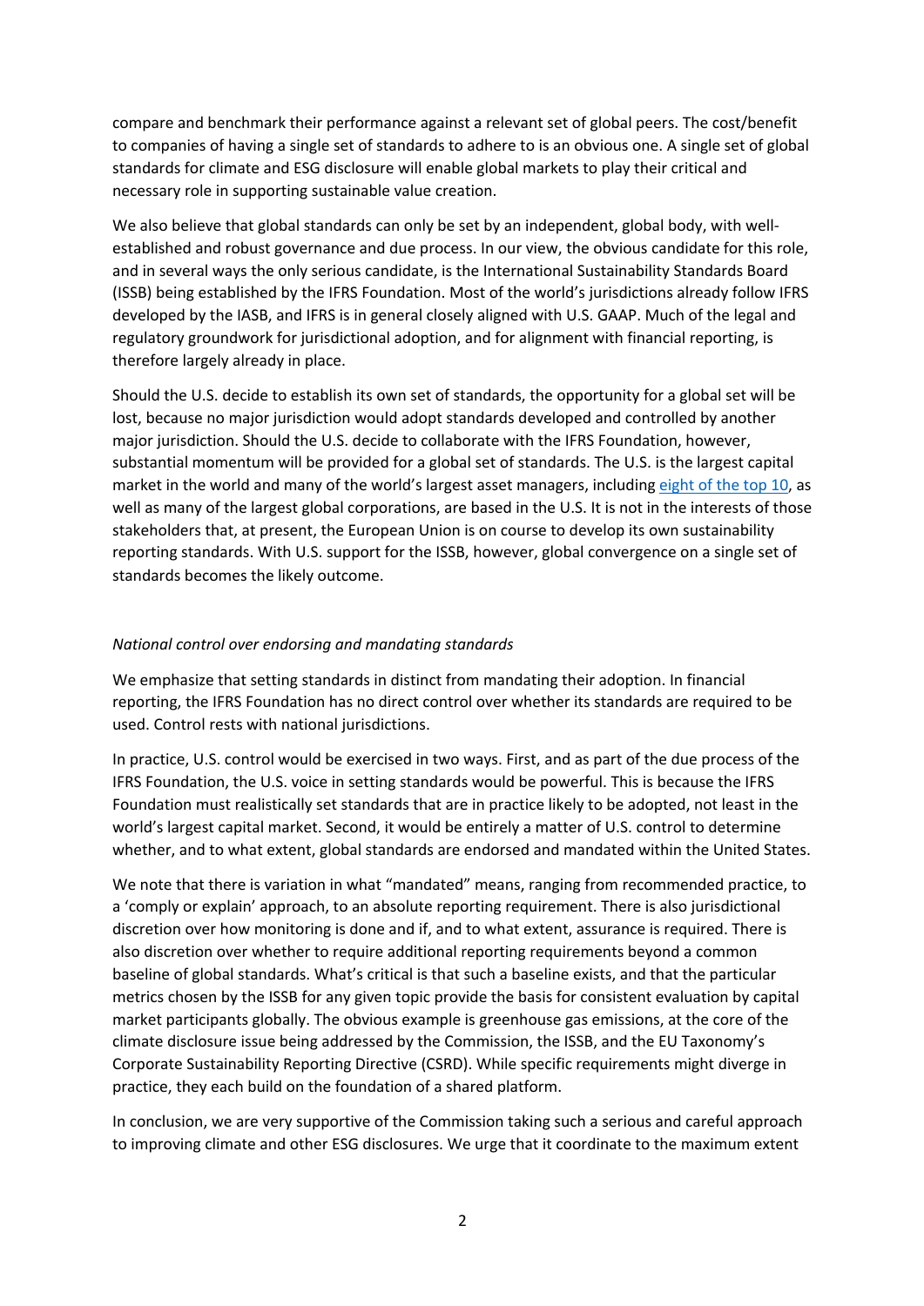compare and benchmark their performance against a relevant set of global peers. The cost/benefit to companies of having a single set of standards to adhere to is an obvious one. A single set of global standards for climate and ESG disclosure will enable global markets to play their critical and necessary role in supporting sustainable value creation.

We also believe that global standards can only be set by an independent, global body, with well-established and robust governance and due process. In our view, the obvious candidate for this role, and in several ways the only serious candidate, is the International Sustainability Standards Board (ISSB) being established by the IFRS Foundation. Most of the world's jurisdictions already follow IFRS developed by the IASB, and IFRS is in general closely aligned with U.S. GAAP. Much of the legal and regulatory groundwork for jurisdictional adoption, and for alignment with financial reporting, is therefore largely already in place.

Should the U.S. decide to establish its own set of standards, the opportunity for a global set will be lost, because no major jurisdiction would adopt standards developed and controlled by another major jurisdiction. Should the U.S. decide to collaborate with the IFRS Foundation, however, substantial momentum will be provided for a global set of standards. The U.S. is the largest capital market in the world and many of the world's largest asset managers, including eight of the top 10, as well as many of the largest global corporations, are based in the U.S. It is not in the interests of those stakeholders that, at present, the European Union is on course to develop its own sustainability reporting standards. With U.S. support for the ISSB, however, global convergence on a single set of standards becomes the likely outcome.

*National control over endorsing and mandating standards*

We emphasize that setting standards in distinct from mandating their adoption. In financial reporting, the IFRS Foundation has no direct control over whether its standards are required to be used. Control rests with national jurisdictions.

In practice, U.S. control would be exercised in two ways. First, and as part of the due process of the IFRS Foundation, the U.S. voice in setting standards would be powerful. This is because the IFRS Foundation must realistically set standards that are in practice likely to be adopted, not least in the world's largest capital market. Second, it would be entirely a matter of U.S. control to determine whether, and to what extent, global standards are endorsed and mandated within the United States.

We note that there is variation in what "mandated" means, ranging from recommended practice, to a 'comply or explain' approach, to an absolute reporting requirement. There is also jurisdictional discretion over how monitoring is done and if, and to what extent, assurance is required. There is also discretion over whether to require additional reporting requirements beyond a common baseline of global standards. What's critical is that such a baseline exists, and that the particular metrics chosen by the ISSB for any given topic provide the basis for consistent evaluation by capital market participants globally. The obvious example is greenhouse gas emissions, at the core of the climate disclosure issue being addressed by the Commission, the ISSB, and the EU Taxonomy's Corporate Sustainability Reporting Directive (CSRD). While specific requirements might diverge in practice, they each build on the foundation of a shared platform.

In conclusion, we are very supportive of the Commission taking such a serious and careful approach to improving climate and other ESG disclosures. We urge that it coordinate to the maximum extent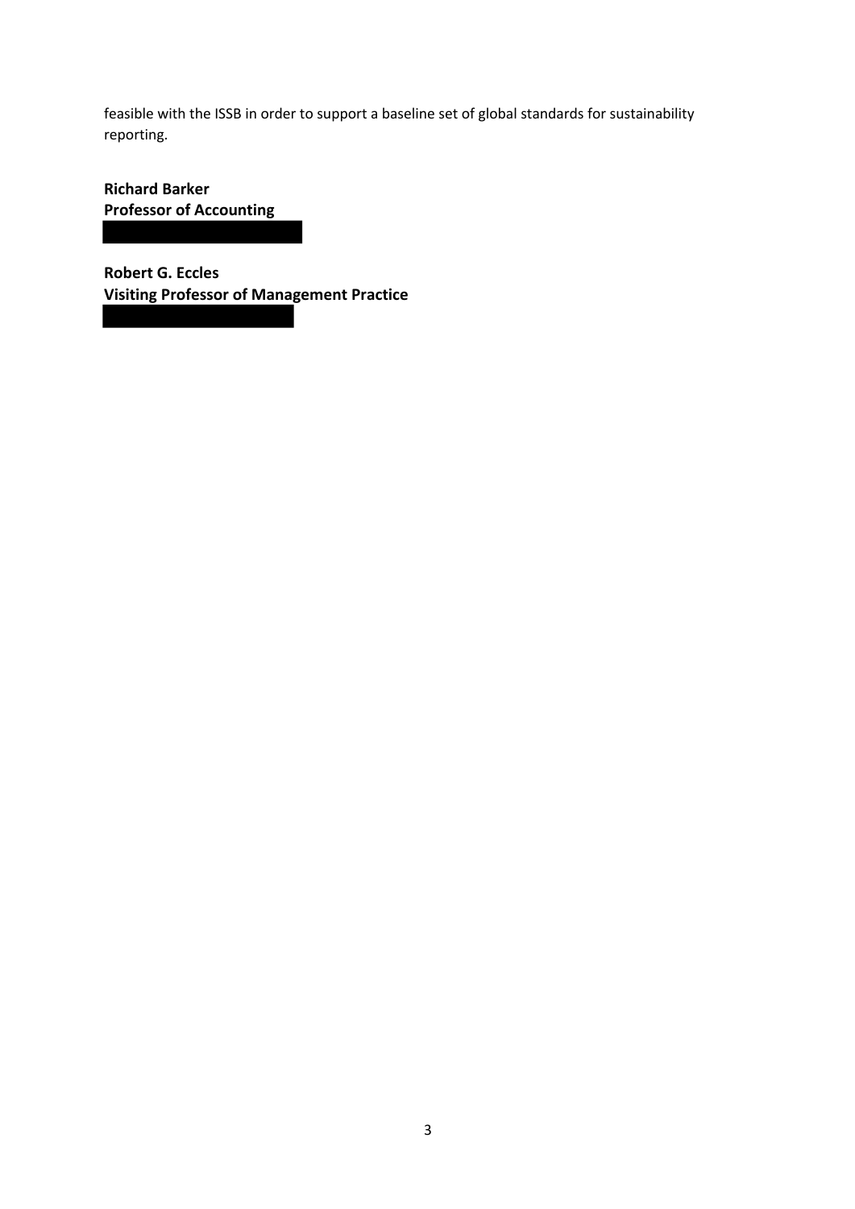feasible with the ISSB in order to support a baseline set of global standards for sustainability reporting.

**Richard Barker**
**Professor of Accounting**

**Robert G. Eccles**
**Visiting Professor of Management Practice**